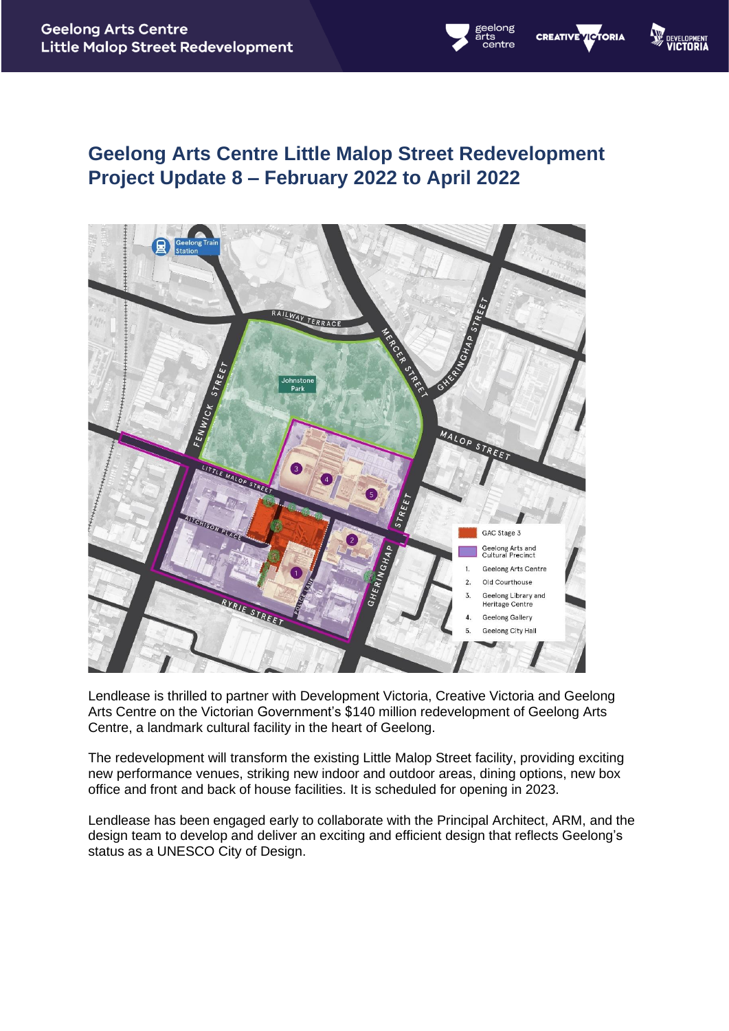# Geelong Arts Centre Little Malop Street Redevelopment Project Update 8 – February 2022 to April 2022

Lendlease is thrilled to partner with Development Victoria, Creative Victoria and Geelong Arts Centre on the Victorian Government's $140 million redevelopment of Geelong Arts Centre, a landmark cultural facility in the heart of Geelong.

The redevelopment will transform the existing Little Malop Street facility, providing exciting new performance venues, striking new indoor and outdoor areas, dining options, new box office and front and back of house facilities. It is scheduled for opening in 2023.

Lendlease has been engaged early to collaborate with the Principal Architect, ARM, and the design team to develop and deliver an exciting and efficient design that reflects Geelong's status as a UNESCO City of Design.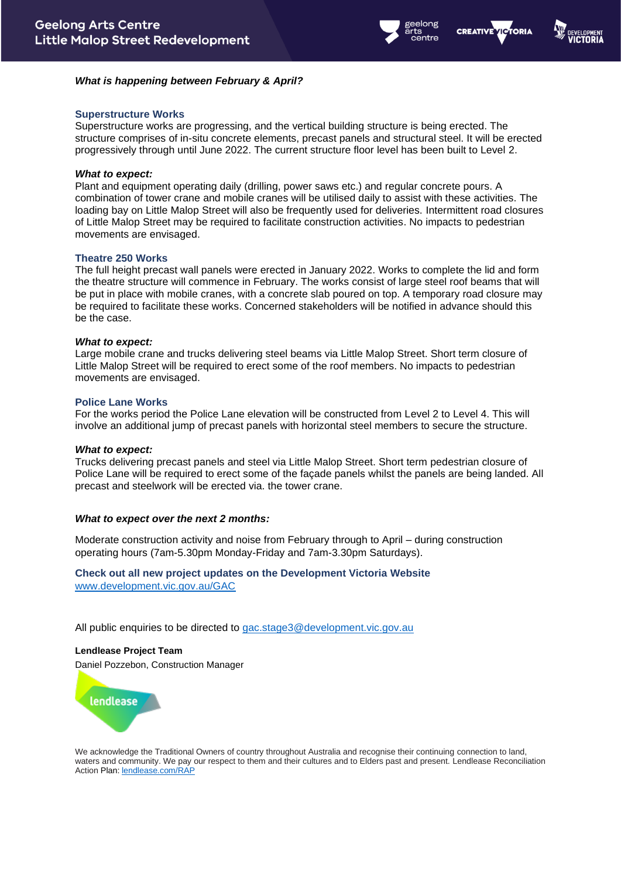***What is happening between February & April?***

### Superstructure Works

Superstructure works are progressing, and the vertical building structure is being erected. The structure comprises of in-situ concrete elements, precast panels and structural steel. It will be erected progressively through until June 2022. The current structure floor level has been built to Level 2.

***What to expect:***

Plant and equipment operating daily (drilling, power saws etc.) and regular concrete pours. A combination of tower crane and mobile cranes will be utilised daily to assist with these activities. The loading bay on Little Malop Street will also be frequently used for deliveries. Intermittent road closures of Little Malop Street may be required to facilitate construction activities. No impacts to pedestrian movements are envisaged.

### Theatre 250 Works

The full height precast wall panels were erected in January 2022. Works to complete the lid and form the theatre structure will commence in February. The works consist of large steel roof beams that will be put in place with mobile cranes, with a concrete slab poured on top. A temporary road closure may be required to facilitate these works. Concerned stakeholders will be notified in advance should this be the case.

***What to expect:***

Large mobile crane and trucks delivering steel beams via Little Malop Street. Short term closure of Little Malop Street will be required to erect some of the roof members. No impacts to pedestrian movements are envisaged.

### Police Lane Works

For the works period the Police Lane elevation will be constructed from Level 2 to Level 4. This will involve an additional jump of precast panels with horizontal steel members to secure the structure.

***What to expect:***

Trucks delivering precast panels and steel via Little Malop Street. Short term pedestrian closure of Police Lane will be required to erect some of the façade panels whilst the panels are being landed. All precast and steelwork will be erected via. the tower crane.

***What to expect over the next 2 months:***

Moderate construction activity and noise from February through to April – during construction operating hours (7am-5.30pm Monday-Friday and 7am-3.30pm Saturdays).

**Check out all new project updates on the Development Victoria Website**
www.development.vic.gov.au/GAC

All public enquiries to be directed to gac.stage3@development.vic.gov.au

**Lendlease Project Team**

Daniel Pozzebon, Construction Manager

We acknowledge the Traditional Owners of country throughout Australia and recognise their continuing connection to land, waters and community. We pay our respect to them and their cultures and to Elders past and present. Lendlease Reconciliation Action Plan: lendlease.com/RAP